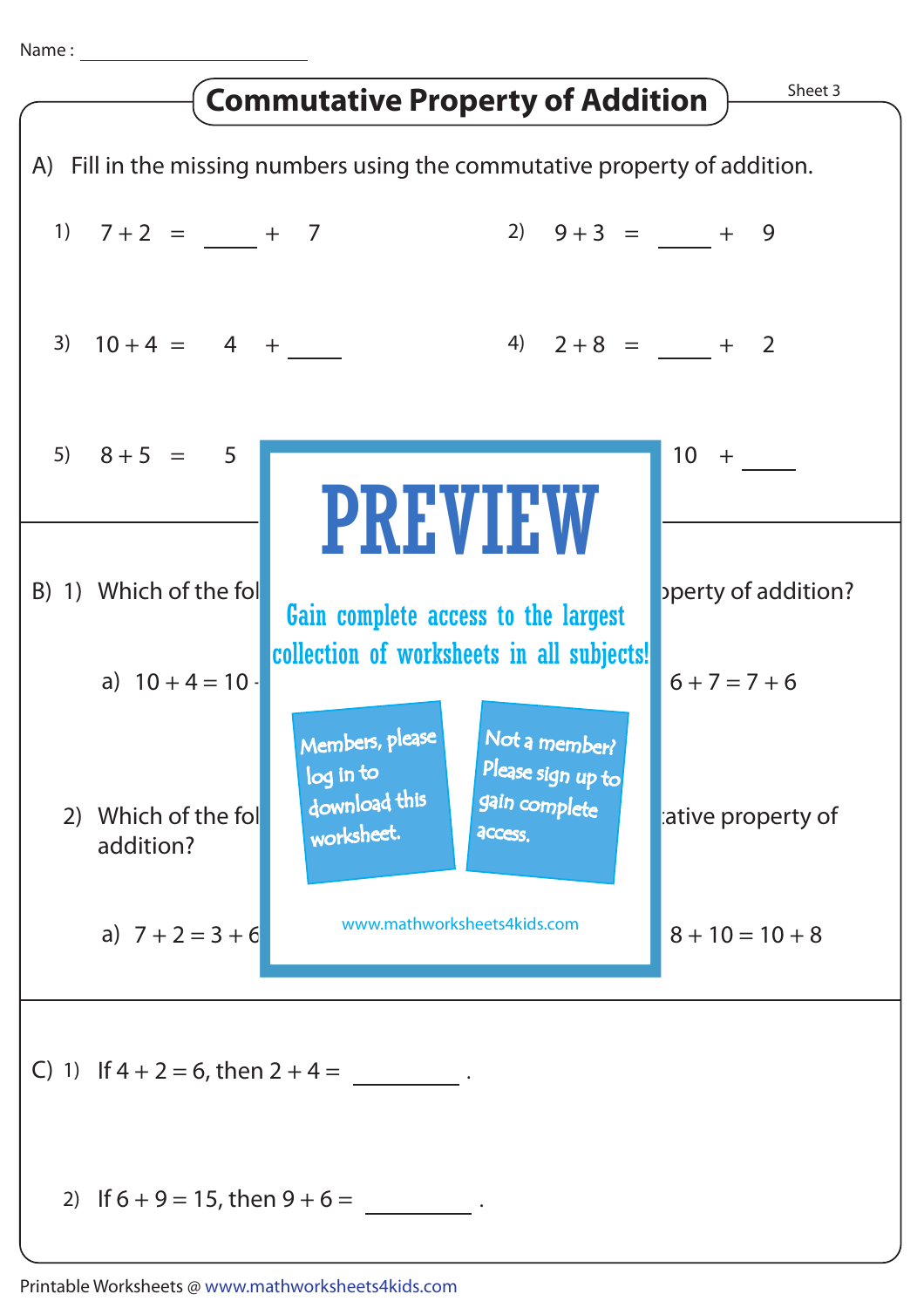Name : ____________________

# Commutative Property of Addition

Sheet 3

A) Fill in the missing numbers using the commutative property of addition.

1) $7 + 2 = \_\_\_\_ + 7$

2) $9 + 3 = \_\_\_\_ + 9$

3) $10 + 4 = 4 + \_\_\_\_$

4) $2 + 8 = \_\_\_\_ + 2$

5) $8 + 5 = 5$

$10 + \_\_\_\_$

PREVIEW

Gain complete access to the largest collection of worksheets in all subjects!

Members, please log in to download this worksheet.

Not a member? Please sign up to gain complete access.

www.mathworksheets4kids.com

B) 1) Which of the fol ... operty of addition?

a) $10 + 4 = 10$ ...

$6 + 7 = 7 + 6$

2) Which of the fol ... tative property of addition?

a) $7 + 2 = 3 + 6$

$8 + 10 = 10 + 8$

C) 1) If $4 + 2 = 6$, then $2 + 4 =$ ________ .

2) If $6 + 9 = 15$, then $9 + 6 =$ ________ .

Printable Worksheets @ www.mathworksheets4kids.com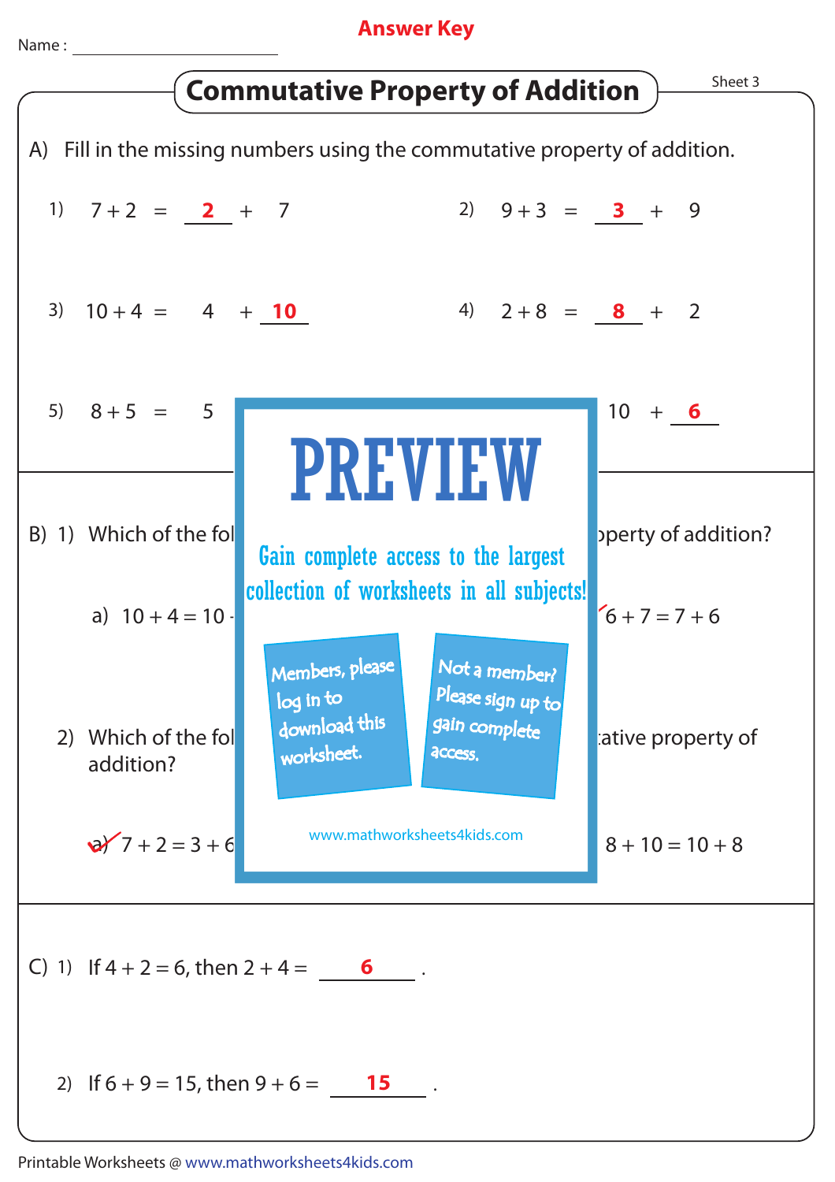Answer Key

Name : ____________________

# Commutative Property of Addition

Sheet 3

A) Fill in the missing numbers using the commutative property of addition.

1) $7 + 2 = \underline{\textbf{2}} + 7$

2) $9 + 3 = \underline{\textbf{3}} + 9$

3) $10 + 4 = 4 + \underline{\textbf{10}}$

4) $2 + 8 = \underline{\textbf{8}} + 2$

5) $8 + 5 = 5$ ...

... $10 + \underline{\textbf{6}}$

PREVIEW

Gain complete access to the largest collection of worksheets in all subjects!

Members, please log in to download this worksheet.

Not a member? Please sign up to gain complete access.

www.mathworksheets4kids.com

B) 1) Which of the fol... ...operty of addition?

a) $10 + 4 = 10$ ... ✓ $6 + 7 = 7 + 6$

2) Which of the fol... ...tative property of addition?

✓ a) $7 + 2 = 3 + 6$ ... $8 + 10 = 10 + 8$

C) 1) If $4 + 2 = 6$, then $2 + 4 = \underline{\textbf{6}}$ .

2) If $6 + 9 = 15$, then $9 + 6 = \underline{\textbf{15}}$ .